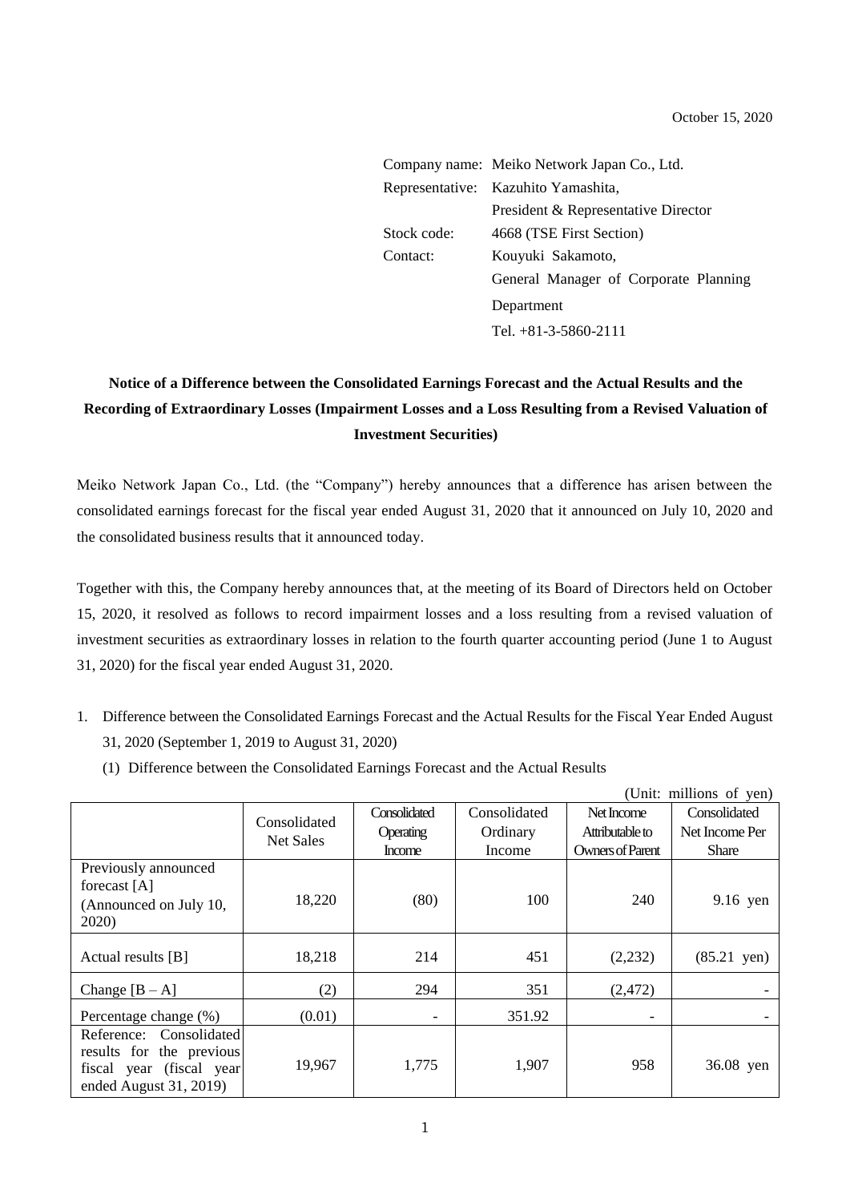October 15, 2020

Company name: Meiko Network Japan Co., Ltd.
Representative: Kazuhito Yamashita, President & Representative Director
Stock code: 4668 (TSE First Section)
Contact: Kouyuki Sakamoto, General Manager of Corporate Planning Department
Tel. +81-3-5860-2111

## Notice of a Difference between the Consolidated Earnings Forecast and the Actual Results and the Recording of Extraordinary Losses (Impairment Losses and a Loss Resulting from a Revised Valuation of Investment Securities)

Meiko Network Japan Co., Ltd. (the "Company") hereby announces that a difference has arisen between the consolidated earnings forecast for the fiscal year ended August 31, 2020 that it announced on July 10, 2020 and the consolidated business results that it announced today.

Together with this, the Company hereby announces that, at the meeting of its Board of Directors held on October 15, 2020, it resolved as follows to record impairment losses and a loss resulting from a revised valuation of investment securities as extraordinary losses in relation to the fourth quarter accounting period (June 1 to August 31, 2020) for the fiscal year ended August 31, 2020.

1. Difference between the Consolidated Earnings Forecast and the Actual Results for the Fiscal Year Ended August 31, 2020 (September 1, 2019 to August 31, 2020)
   (1) Difference between the Consolidated Earnings Forecast and the Actual Results

(Unit: millions of yen)

| | Consolidated Net Sales | Consolidated Operating Income | Consolidated Ordinary Income | Net Income Attributable to Owners of Parent | Consolidated Net Income Per Share |
|---|---|---|---|---|---|
| Previously announced forecast [A] (Announced on July 10, 2020) | 18,220 | (80) | 100 | 240 | 9.16 yen |
| Actual results [B] | 18,218 | 214 | 451 | (2,232) | (85.21 yen) |
| Change [B – A] | (2) | 294 | 351 | (2,472) | - |
| Percentage change (%) | (0.01) | - | 351.92 | - | - |
| Reference: Consolidated results for the previous fiscal year (fiscal year ended August 31, 2019) | 19,967 | 1,775 | 1,907 | 958 | 36.08 yen |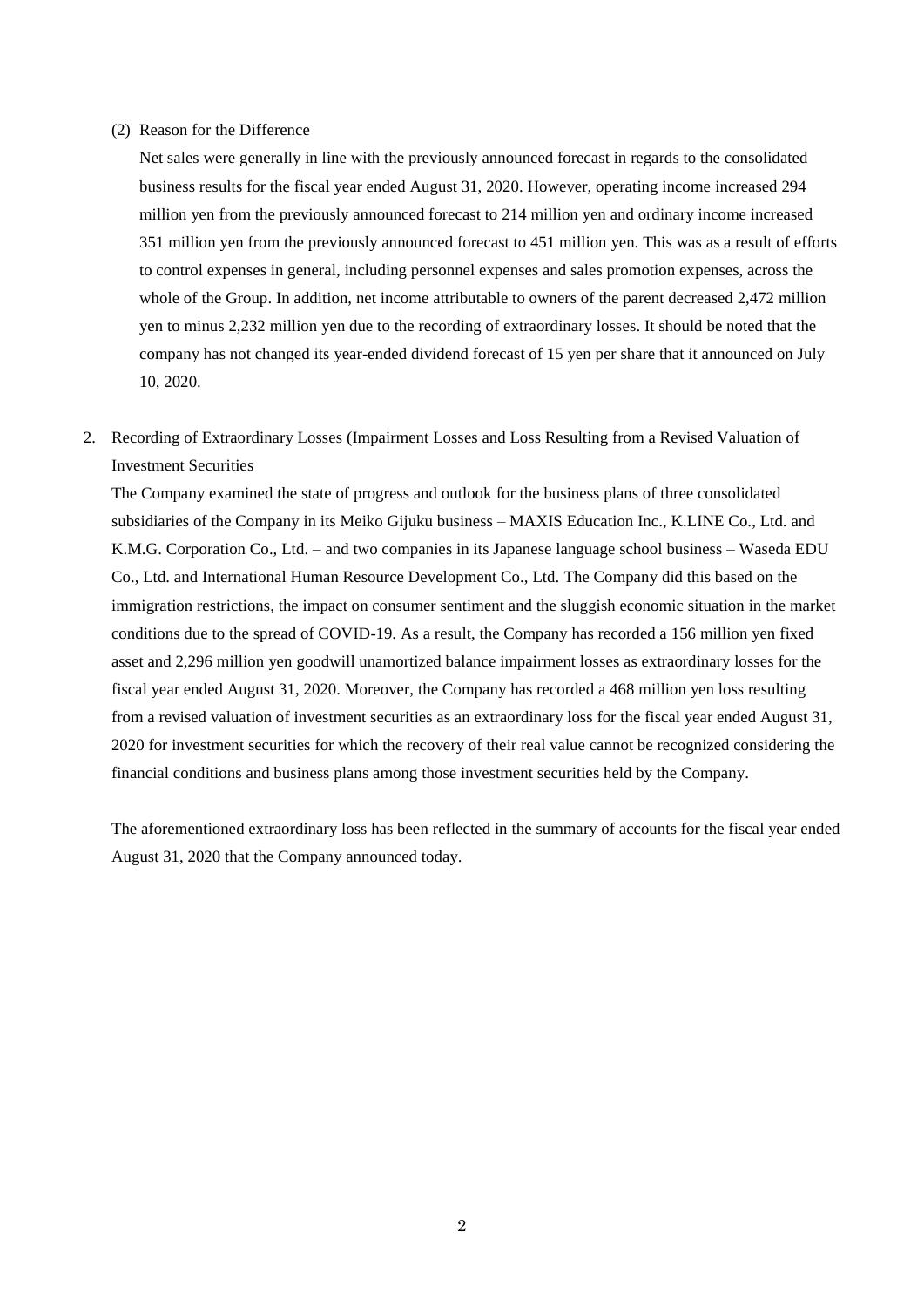(2) Reason for the Difference

Net sales were generally in line with the previously announced forecast in regards to the consolidated business results for the fiscal year ended August 31, 2020. However, operating income increased 294 million yen from the previously announced forecast to 214 million yen and ordinary income increased 351 million yen from the previously announced forecast to 451 million yen. This was as a result of efforts to control expenses in general, including personnel expenses and sales promotion expenses, across the whole of the Group. In addition, net income attributable to owners of the parent decreased 2,472 million yen to minus 2,232 million yen due to the recording of extraordinary losses. It should be noted that the company has not changed its year-ended dividend forecast of 15 yen per share that it announced on July 10, 2020.

2. Recording of Extraordinary Losses (Impairment Losses and Loss Resulting from a Revised Valuation of Investment Securities

The Company examined the state of progress and outlook for the business plans of three consolidated subsidiaries of the Company in its Meiko Gijuku business – MAXIS Education Inc., K.LINE Co., Ltd. and K.M.G. Corporation Co., Ltd. – and two companies in its Japanese language school business – Waseda EDU Co., Ltd. and International Human Resource Development Co., Ltd. The Company did this based on the immigration restrictions, the impact on consumer sentiment and the sluggish economic situation in the market conditions due to the spread of COVID-19. As a result, the Company has recorded a 156 million yen fixed asset and 2,296 million yen goodwill unamortized balance impairment losses as extraordinary losses for the fiscal year ended August 31, 2020. Moreover, the Company has recorded a 468 million yen loss resulting from a revised valuation of investment securities as an extraordinary loss for the fiscal year ended August 31, 2020 for investment securities for which the recovery of their real value cannot be recognized considering the financial conditions and business plans among those investment securities held by the Company.

The aforementioned extraordinary loss has been reflected in the summary of accounts for the fiscal year ended August 31, 2020 that the Company announced today.